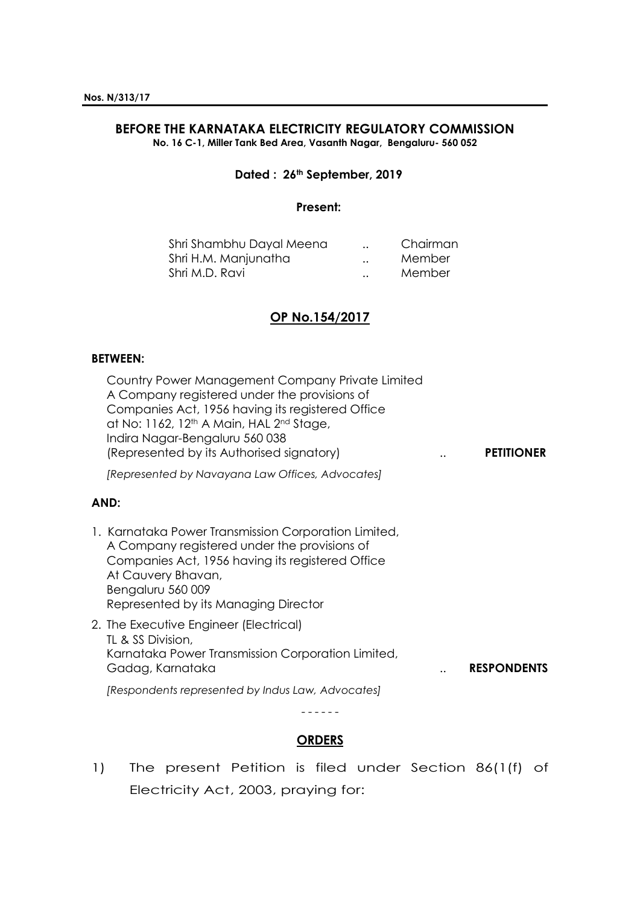**Nos. N/313/17**

## BEFORE THE KARNATAKA ELECTRICITY REGULATORY COMMISSION

**No. 16 C-1, Miller Tank Bed Area, Vasanth Nagar, Bengaluru- 560 052**

**Dated : 26th September, 2019**

**Present:**

| | | |
|---|---|---|
| Shri Shambhu Dayal Meena | .. | Chairman |
| Shri H.M. Manjunatha | .. | Member |
| Shri M.D. Ravi | .. | Member |

## OP No.154/2017

**BETWEEN:**

Country Power Management Company Private Limited
A Company registered under the provisions of
Companies Act, 1956 having its registered Office
at No: 1162, 12th A Main, HAL 2nd Stage,
Indira Nagar-Bengaluru 560 038
(Represented by its Authorised signatory) .. **PETITIONER**

*[Represented by Navayana Law Offices, Advocates]*

**AND:**

1. Karnataka Power Transmission Corporation Limited,
   A Company registered under the provisions of
   Companies Act, 1956 having its registered Office
   At Cauvery Bhavan,
   Bengaluru 560 009
   Represented by its Managing Director
2. The Executive Engineer (Electrical)
   TL & SS Division,
   Karnataka Power Transmission Corporation Limited,
   Gadag, Karnataka .. **RESPONDENTS**

*[Respondents represented by Indus Law, Advocates]*

\- - - - - -

## ORDERS

1) The present Petition is filed under Section 86(1(f) of Electricity Act, 2003, praying for: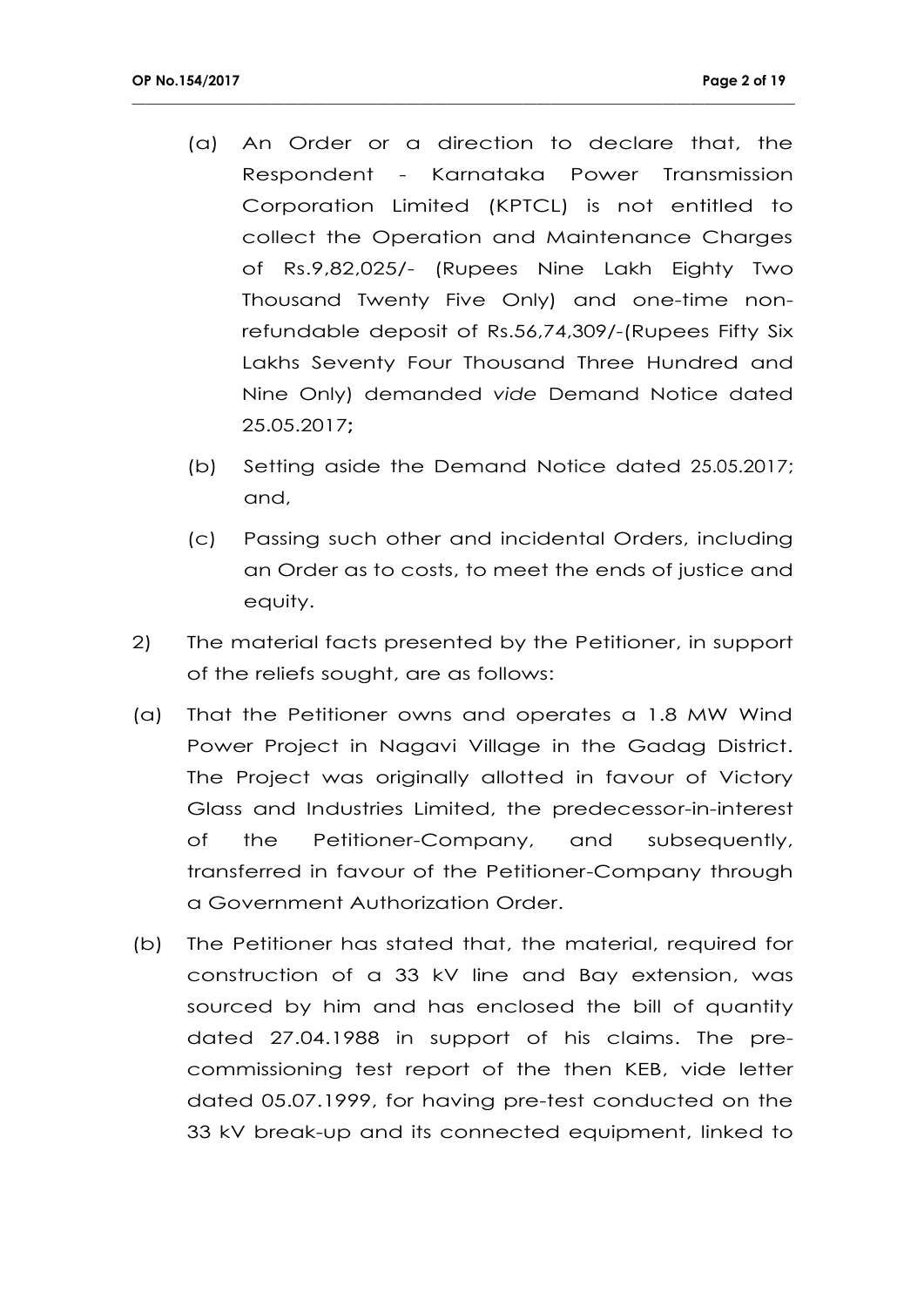(a) An Order or a direction to declare that, the Respondent - Karnataka Power Transmission Corporation Limited (KPTCL) is not entitled to collect the Operation and Maintenance Charges of Rs.9,82,025/- (Rupees Nine Lakh Eighty Two Thousand Twenty Five Only) and one-time non-refundable deposit of Rs.56,74,309/-(Rupees Fifty Six Lakhs Seventy Four Thousand Three Hundred and Nine Only) demanded *vide* Demand Notice dated 25.05.2017**;**

(b) Setting aside the Demand Notice dated 25.05.2017; and,

(c) Passing such other and incidental Orders, including an Order as to costs, to meet the ends of justice and equity.

2) The material facts presented by the Petitioner, in support of the reliefs sought, are as follows:

(a) That the Petitioner owns and operates a 1.8 MW Wind Power Project in Nagavi Village in the Gadag District. The Project was originally allotted in favour of Victory Glass and Industries Limited, the predecessor-in-interest of the Petitioner-Company, and subsequently, transferred in favour of the Petitioner-Company through a Government Authorization Order.

(b) The Petitioner has stated that, the material, required for construction of a 33 kV line and Bay extension, was sourced by him and has enclosed the bill of quantity dated 27.04.1988 in support of his claims. The pre-commissioning test report of the then KEB, vide letter dated 05.07.1999, for having pre-test conducted on the 33 kV break-up and its connected equipment, linked to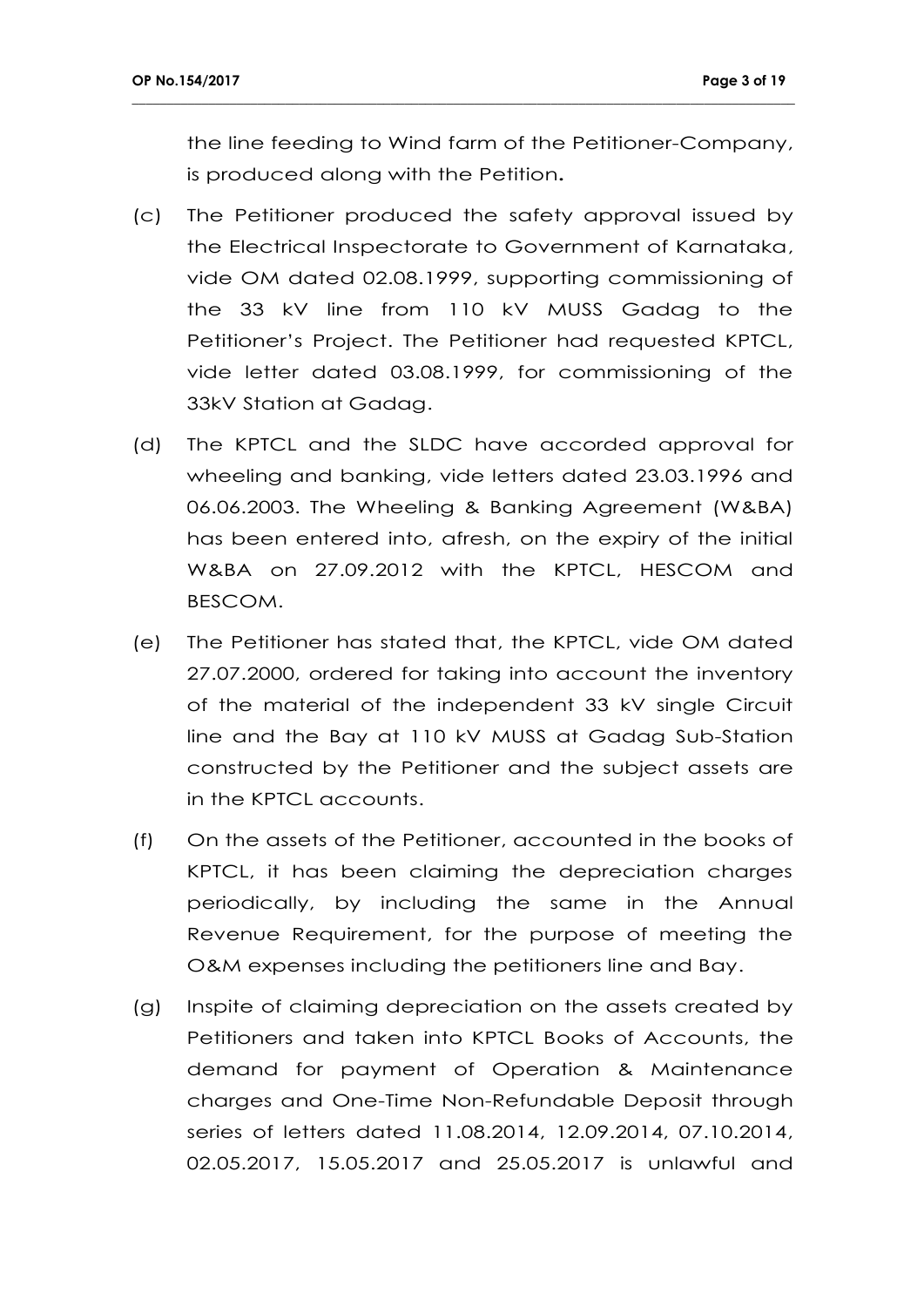the line feeding to Wind farm of the Petitioner-Company, is produced along with the Petition**.**

(c) The Petitioner produced the safety approval issued by the Electrical Inspectorate to Government of Karnataka, vide OM dated 02.08.1999, supporting commissioning of the 33 kV line from 110 kV MUSS Gadag to the Petitioner's Project. The Petitioner had requested KPTCL, vide letter dated 03.08.1999, for commissioning of the 33kV Station at Gadag.

(d) The KPTCL and the SLDC have accorded approval for wheeling and banking, vide letters dated 23.03.1996 and 06.06.2003. The Wheeling & Banking Agreement (W&BA) has been entered into, afresh, on the expiry of the initial W&BA on 27.09.2012 with the KPTCL, HESCOM and BESCOM.

(e) The Petitioner has stated that, the KPTCL, vide OM dated 27.07.2000, ordered for taking into account the inventory of the material of the independent 33 kV single Circuit line and the Bay at 110 kV MUSS at Gadag Sub-Station constructed by the Petitioner and the subject assets are in the KPTCL accounts.

(f) On the assets of the Petitioner, accounted in the books of KPTCL, it has been claiming the depreciation charges periodically, by including the same in the Annual Revenue Requirement, for the purpose of meeting the O&M expenses including the petitioners line and Bay.

(g) Inspite of claiming depreciation on the assets created by Petitioners and taken into KPTCL Books of Accounts, the demand for payment of Operation & Maintenance charges and One-Time Non-Refundable Deposit through series of letters dated 11.08.2014, 12.09.2014, 07.10.2014, 02.05.2017, 15.05.2017 and 25.05.2017 is unlawful and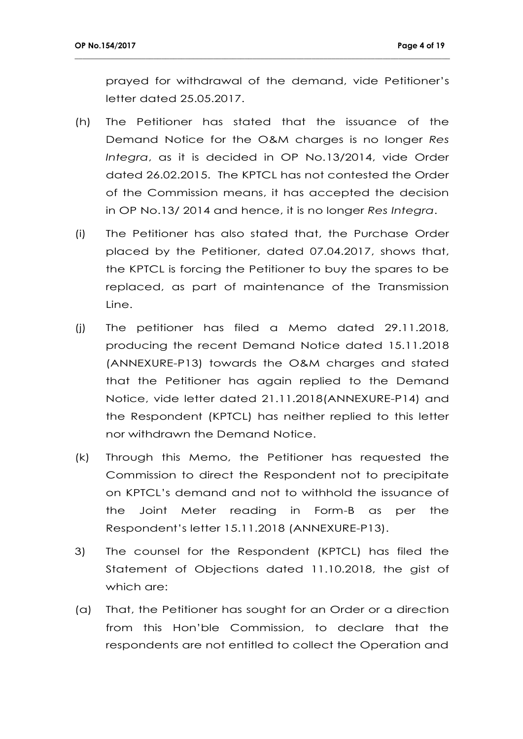prayed for withdrawal of the demand, vide Petitioner's letter dated 25.05.2017.

(h) The Petitioner has stated that the issuance of the Demand Notice for the O&M charges is no longer *Res Integra*, as it is decided in OP No.13/2014, vide Order dated 26.02.2015. The KPTCL has not contested the Order of the Commission means, it has accepted the decision in OP No.13/ 2014 and hence, it is no longer *Res Integra*.

(i) The Petitioner has also stated that, the Purchase Order placed by the Petitioner, dated 07.04.2017, shows that, the KPTCL is forcing the Petitioner to buy the spares to be replaced, as part of maintenance of the Transmission Line.

(j) The petitioner has filed a Memo dated 29.11.2018, producing the recent Demand Notice dated 15.11.2018 (ANNEXURE-P13) towards the O&M charges and stated that the Petitioner has again replied to the Demand Notice, vide letter dated 21.11.2018(ANNEXURE-P14) and the Respondent (KPTCL) has neither replied to this letter nor withdrawn the Demand Notice.

(k) Through this Memo, the Petitioner has requested the Commission to direct the Respondent not to precipitate on KPTCL's demand and not to withhold the issuance of the Joint Meter reading in Form-B as per the Respondent's letter 15.11.2018 (ANNEXURE-P13).

3) The counsel for the Respondent (KPTCL) has filed the Statement of Objections dated 11.10.2018, the gist of which are:

(a) That, the Petitioner has sought for an Order or a direction from this Hon'ble Commission, to declare that the respondents are not entitled to collect the Operation and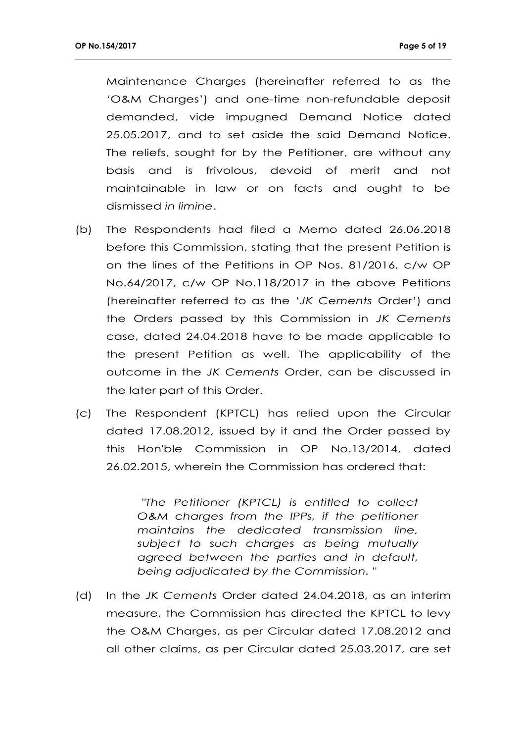Maintenance Charges (hereinafter referred to as the 'O&M Charges') and one-time non-refundable deposit demanded, vide impugned Demand Notice dated 25.05.2017, and to set aside the said Demand Notice. The reliefs, sought for by the Petitioner, are without any basis and is frivolous, devoid of merit and not maintainable in law or on facts and ought to be dismissed *in limine*.

(b) The Respondents had filed a Memo dated 26.06.2018 before this Commission, stating that the present Petition is on the lines of the Petitions in OP Nos. 81/2016, c/w OP No.64/2017, c/w OP No.118/2017 in the above Petitions (hereinafter referred to as the '*JK Cements* Order') and the Orders passed by this Commission in *JK Cements* case, dated 24.04.2018 have to be made applicable to the present Petition as well. The applicability of the outcome in the *JK Cements* Order, can be discussed in the later part of this Order.

(c) The Respondent (KPTCL) has relied upon the Circular dated 17.08.2012, issued by it and the Order passed by this Hon'ble Commission in OP No.13/2014, dated 26.02.2015, wherein the Commission has ordered that:

> *"The Petitioner (KPTCL) is entitled to collect O&M charges from the IPPs, if the petitioner maintains the dedicated transmission line, subject to such charges as being mutually agreed between the parties and in default, being adjudicated by the Commission. "*

(d) In the *JK Cements* Order dated 24.04.2018, as an interim measure, the Commission has directed the KPTCL to levy the O&M Charges, as per Circular dated 17.08.2012 and all other claims, as per Circular dated 25.03.2017, are set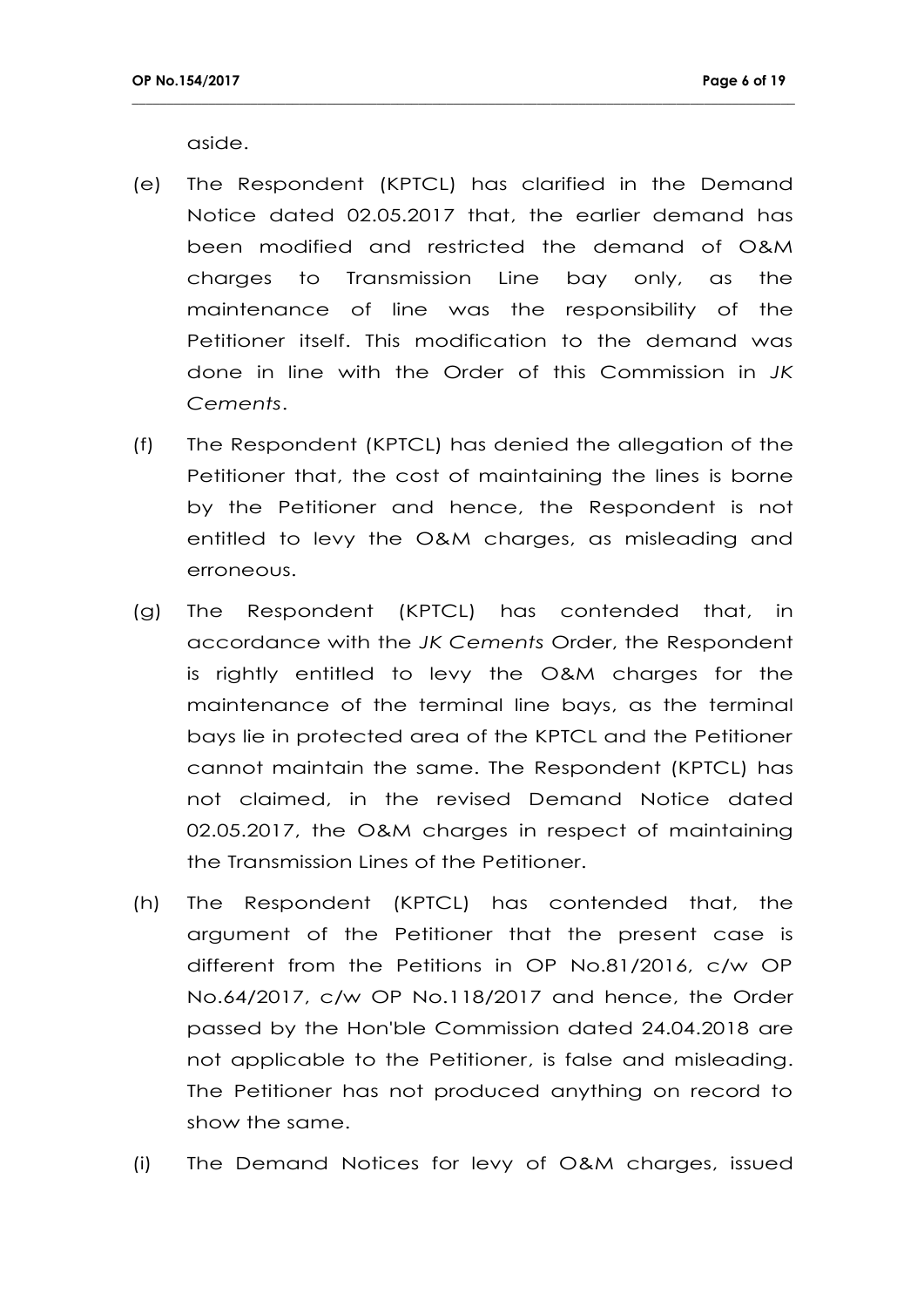aside.

(e) The Respondent (KPTCL) has clarified in the Demand Notice dated 02.05.2017 that, the earlier demand has been modified and restricted the demand of O&M charges to Transmission Line bay only, as the maintenance of line was the responsibility of the Petitioner itself. This modification to the demand was done in line with the Order of this Commission in *JK Cements*.

(f) The Respondent (KPTCL) has denied the allegation of the Petitioner that, the cost of maintaining the lines is borne by the Petitioner and hence, the Respondent is not entitled to levy the O&M charges, as misleading and erroneous.

(g) The Respondent (KPTCL) has contended that, in accordance with the *JK Cements* Order, the Respondent is rightly entitled to levy the O&M charges for the maintenance of the terminal line bays, as the terminal bays lie in protected area of the KPTCL and the Petitioner cannot maintain the same. The Respondent (KPTCL) has not claimed, in the revised Demand Notice dated 02.05.2017, the O&M charges in respect of maintaining the Transmission Lines of the Petitioner.

(h) The Respondent (KPTCL) has contended that, the argument of the Petitioner that the present case is different from the Petitions in OP No.81/2016, c/w OP No.64/2017, c/w OP No.118/2017 and hence, the Order passed by the Hon'ble Commission dated 24.04.2018 are not applicable to the Petitioner, is false and misleading. The Petitioner has not produced anything on record to show the same.

(i) The Demand Notices for levy of O&M charges, issued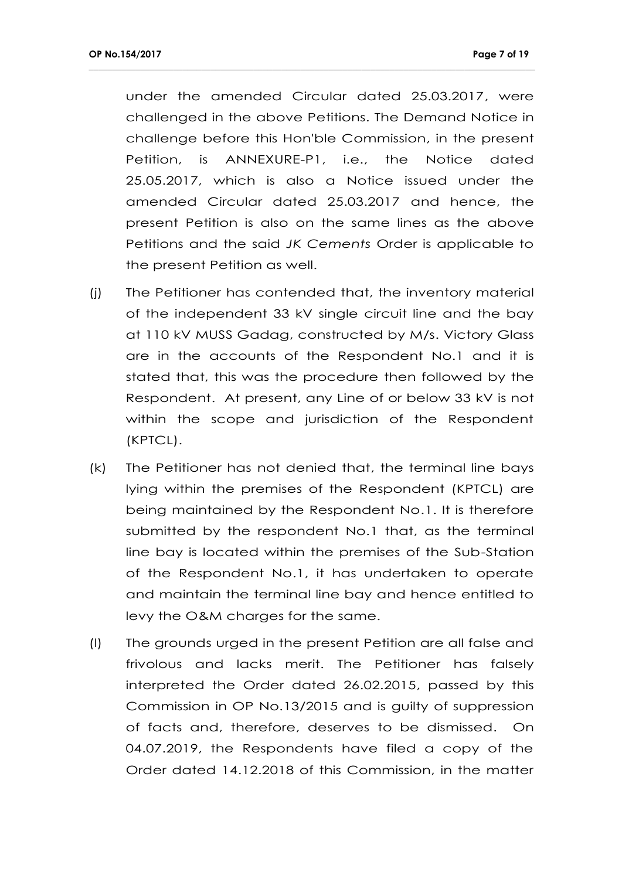under the amended Circular dated 25.03.2017, were challenged in the above Petitions. The Demand Notice in challenge before this Hon'ble Commission, in the present Petition, is ANNEXURE-P1, i.e., the Notice dated 25.05.2017, which is also a Notice issued under the amended Circular dated 25.03.2017 and hence, the present Petition is also on the same lines as the above Petitions and the said *JK Cements* Order is applicable to the present Petition as well.

(j) The Petitioner has contended that, the inventory material of the independent 33 kV single circuit line and the bay at 110 kV MUSS Gadag, constructed by M/s. Victory Glass are in the accounts of the Respondent No.1 and it is stated that, this was the procedure then followed by the Respondent. At present, any Line of or below 33 kV is not within the scope and jurisdiction of the Respondent (KPTCL).

(k) The Petitioner has not denied that, the terminal line bays lying within the premises of the Respondent (KPTCL) are being maintained by the Respondent No.1. It is therefore submitted by the respondent No.1 that, as the terminal line bay is located within the premises of the Sub-Station of the Respondent No.1, it has undertaken to operate and maintain the terminal line bay and hence entitled to levy the O&M charges for the same.

(l) The grounds urged in the present Petition are all false and frivolous and lacks merit. The Petitioner has falsely interpreted the Order dated 26.02.2015, passed by this Commission in OP No.13/2015 and is guilty of suppression of facts and, therefore, deserves to be dismissed. On 04.07.2019, the Respondents have filed a copy of the Order dated 14.12.2018 of this Commission, in the matter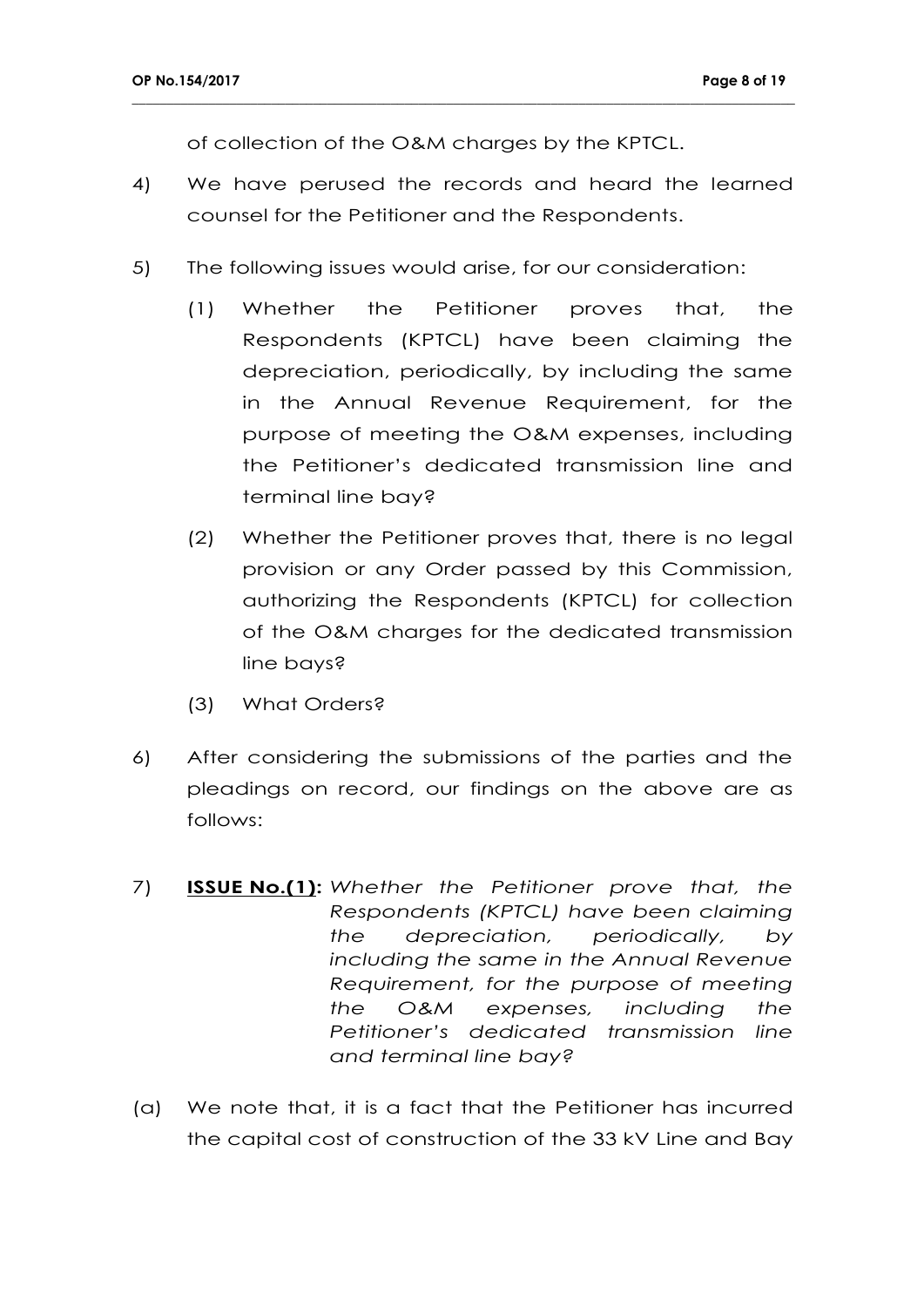of collection of the O&M charges by the KPTCL.

4) We have perused the records and heard the learned counsel for the Petitioner and the Respondents.

5) The following issues would arise, for our consideration:

   (1) Whether the Petitioner proves that, the Respondents (KPTCL) have been claiming the depreciation, periodically, by including the same in the Annual Revenue Requirement, for the purpose of meeting the O&M expenses, including the Petitioner's dedicated transmission line and terminal line bay?

   (2) Whether the Petitioner proves that, there is no legal provision or any Order passed by this Commission, authorizing the Respondents (KPTCL) for collection of the O&M charges for the dedicated transmission line bays?

   (3) What Orders?

6) After considering the submissions of the parties and the pleadings on record, our findings on the above are as follows:

7) **ISSUE No.(1):** *Whether the Petitioner prove that, the Respondents (KPTCL) have been claiming the depreciation, periodically, by including the same in the Annual Revenue Requirement, for the purpose of meeting the O&M expenses, including the Petitioner's dedicated transmission line and terminal line bay?*

(a) We note that, it is a fact that the Petitioner has incurred the capital cost of construction of the 33 kV Line and Bay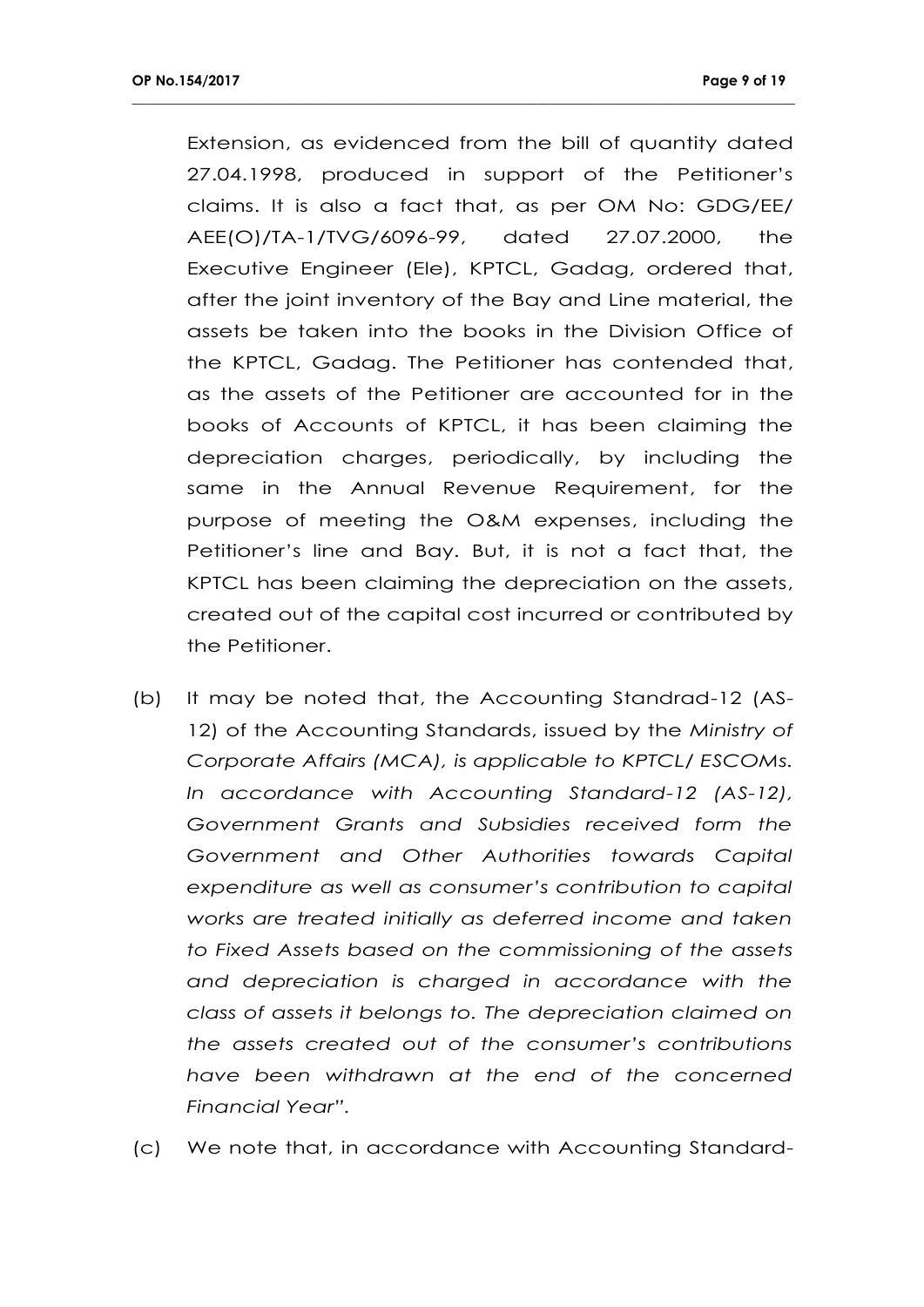Extension, as evidenced from the bill of quantity dated 27.04.1998, produced in support of the Petitioner's claims. It is also a fact that, as per OM No: GDG/EE/ AEE(O)/TA-1/TVG/6096-99, dated 27.07.2000, the Executive Engineer (Ele), KPTCL, Gadag, ordered that, after the joint inventory of the Bay and Line material, the assets be taken into the books in the Division Office of the KPTCL, Gadag. The Petitioner has contended that, as the assets of the Petitioner are accounted for in the books of Accounts of KPTCL, it has been claiming the depreciation charges, periodically, by including the same in the Annual Revenue Requirement, for the purpose of meeting the O&M expenses, including the Petitioner's line and Bay. But, it is not a fact that, the KPTCL has been claiming the depreciation on the assets, created out of the capital cost incurred or contributed by the Petitioner.

(b) It may be noted that, the Accounting Standrad-12 (AS-12) of the Accounting Standards, issued by the *Ministry of Corporate Affairs (MCA), is applicable to KPTCL/ ESCOMs. In accordance with Accounting Standard-12 (AS-12), Government Grants and Subsidies received form the Government and Other Authorities towards Capital expenditure as well as consumer's contribution to capital works are treated initially as deferred income and taken to Fixed Assets based on the commissioning of the assets and depreciation is charged in accordance with the class of assets it belongs to. The depreciation claimed on the assets created out of the consumer's contributions have been withdrawn at the end of the concerned Financial Year".*

(c) We note that, in accordance with Accounting Standard-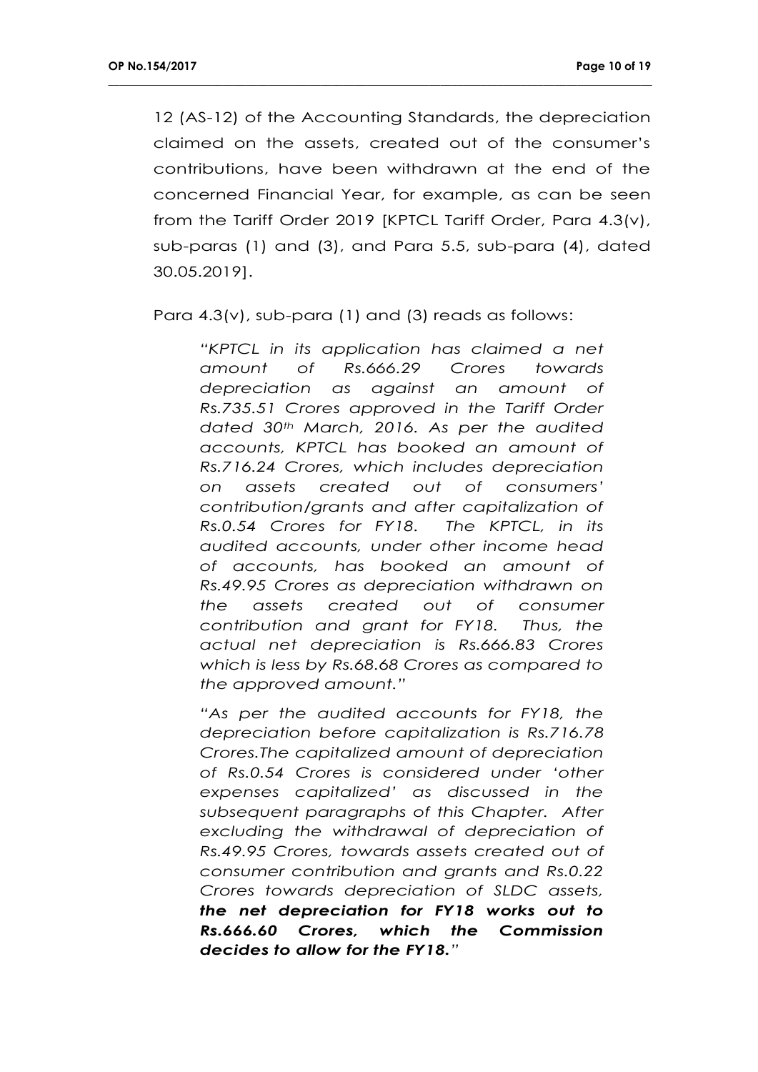12 (AS-12) of the Accounting Standards, the depreciation claimed on the assets, created out of the consumer's contributions, have been withdrawn at the end of the concerned Financial Year, for example, as can be seen from the Tariff Order 2019 [KPTCL Tariff Order, Para 4.3(v), sub-paras (1) and (3), and Para 5.5, sub-para (4), dated 30.05.2019].

Para 4.3(v), sub-para (1) and (3) reads as follows:

> *"KPTCL in its application has claimed a net amount of Rs.666.29 Crores towards depreciation as against an amount of Rs.735.51 Crores approved in the Tariff Order dated 30th March, 2016. As per the audited accounts, KPTCL has booked an amount of Rs.716.24 Crores, which includes depreciation on assets created out of consumers' contribution/grants and after capitalization of Rs.0.54 Crores for FY18. The KPTCL, in its audited accounts, under other income head of accounts, has booked an amount of Rs.49.95 Crores as depreciation withdrawn on the assets created out of consumer contribution and grant for FY18. Thus, the actual net depreciation is Rs.666.83 Crores which is less by Rs.68.68 Crores as compared to the approved amount."*
>
> *"As per the audited accounts for FY18, the depreciation before capitalization is Rs.716.78 Crores.The capitalized amount of depreciation of Rs.0.54 Crores is considered under 'other expenses capitalized' as discussed in the subsequent paragraphs of this Chapter. After excluding the withdrawal of depreciation of Rs.49.95 Crores, towards assets created out of consumer contribution and grants and Rs.0.22 Crores towards depreciation of SLDC assets,* ***the net depreciation for FY18 works out to Rs.666.60 Crores, which the Commission decides to allow for the FY18.****"*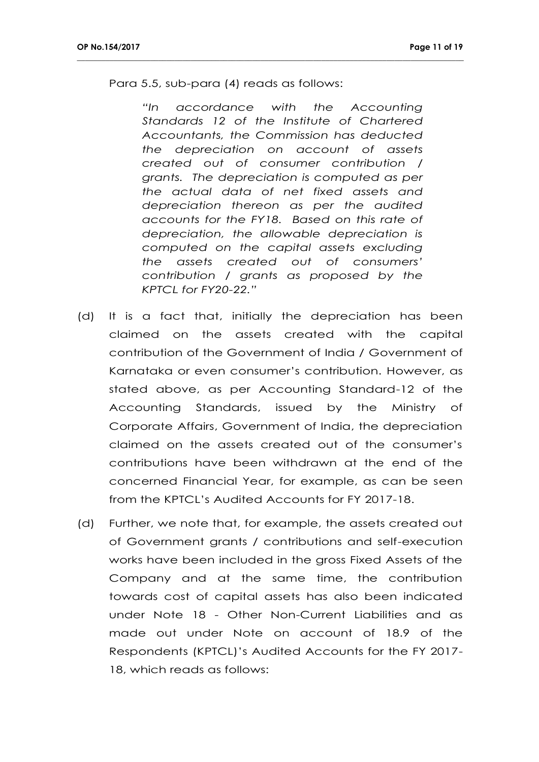Para 5.5, sub-para (4) reads as follows:

> *"In accordance with the Accounting Standards 12 of the Institute of Chartered Accountants, the Commission has deducted the depreciation on account of assets created out of consumer contribution / grants. The depreciation is computed as per the actual data of net fixed assets and depreciation thereon as per the audited accounts for the FY18. Based on this rate of depreciation, the allowable depreciation is computed on the capital assets excluding the assets created out of consumers' contribution / grants as proposed by the KPTCL for FY20-22."*

(d) It is a fact that, initially the depreciation has been claimed on the assets created with the capital contribution of the Government of India / Government of Karnataka or even consumer's contribution. However, as stated above, as per Accounting Standard-12 of the Accounting Standards, issued by the Ministry of Corporate Affairs, Government of India, the depreciation claimed on the assets created out of the consumer's contributions have been withdrawn at the end of the concerned Financial Year, for example, as can be seen from the KPTCL's Audited Accounts for FY 2017-18.

(d) Further, we note that, for example, the assets created out of Government grants / contributions and self-execution works have been included in the gross Fixed Assets of the Company and at the same time, the contribution towards cost of capital assets has also been indicated under Note 18 - Other Non-Current Liabilities and as made out under Note on account of 18.9 of the Respondents (KPTCL)'s Audited Accounts for the FY 2017-18, which reads as follows: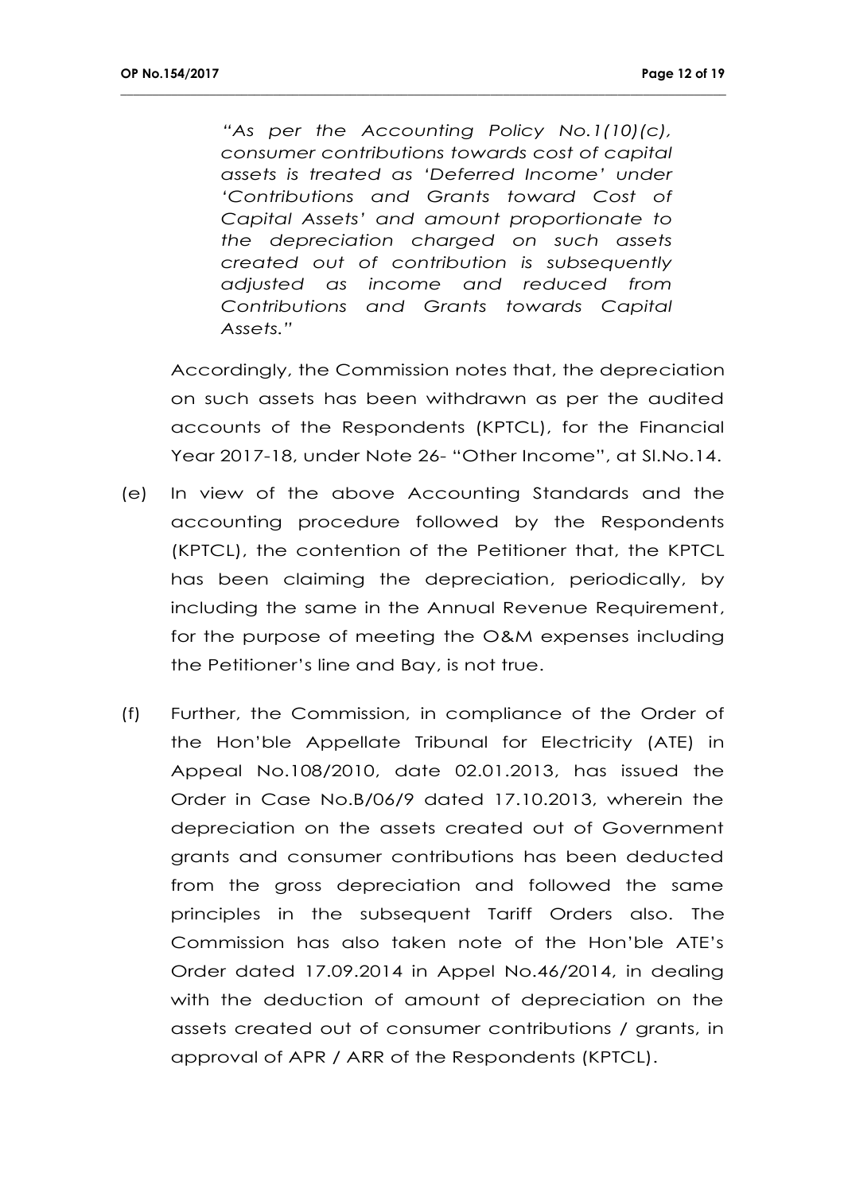*"As per the Accounting Policy No.1(10)(c), consumer contributions towards cost of capital assets is treated as 'Deferred Income' under 'Contributions and Grants toward Cost of Capital Assets' and amount proportionate to the depreciation charged on such assets created out of contribution is subsequently adjusted as income and reduced from Contributions and Grants towards Capital Assets."*

Accordingly, the Commission notes that, the depreciation on such assets has been withdrawn as per the audited accounts of the Respondents (KPTCL), for the Financial Year 2017-18, under Note 26- "Other Income", at Sl.No.14.

(e) In view of the above Accounting Standards and the accounting procedure followed by the Respondents (KPTCL), the contention of the Petitioner that, the KPTCL has been claiming the depreciation, periodically, by including the same in the Annual Revenue Requirement, for the purpose of meeting the O&M expenses including the Petitioner's line and Bay, is not true.

(f) Further, the Commission, in compliance of the Order of the Hon'ble Appellate Tribunal for Electricity (ATE) in Appeal No.108/2010, date 02.01.2013, has issued the Order in Case No.B/06/9 dated 17.10.2013, wherein the depreciation on the assets created out of Government grants and consumer contributions has been deducted from the gross depreciation and followed the same principles in the subsequent Tariff Orders also. The Commission has also taken note of the Hon'ble ATE's Order dated 17.09.2014 in Appel No.46/2014, in dealing with the deduction of amount of depreciation on the assets created out of consumer contributions / grants, in approval of APR / ARR of the Respondents (KPTCL).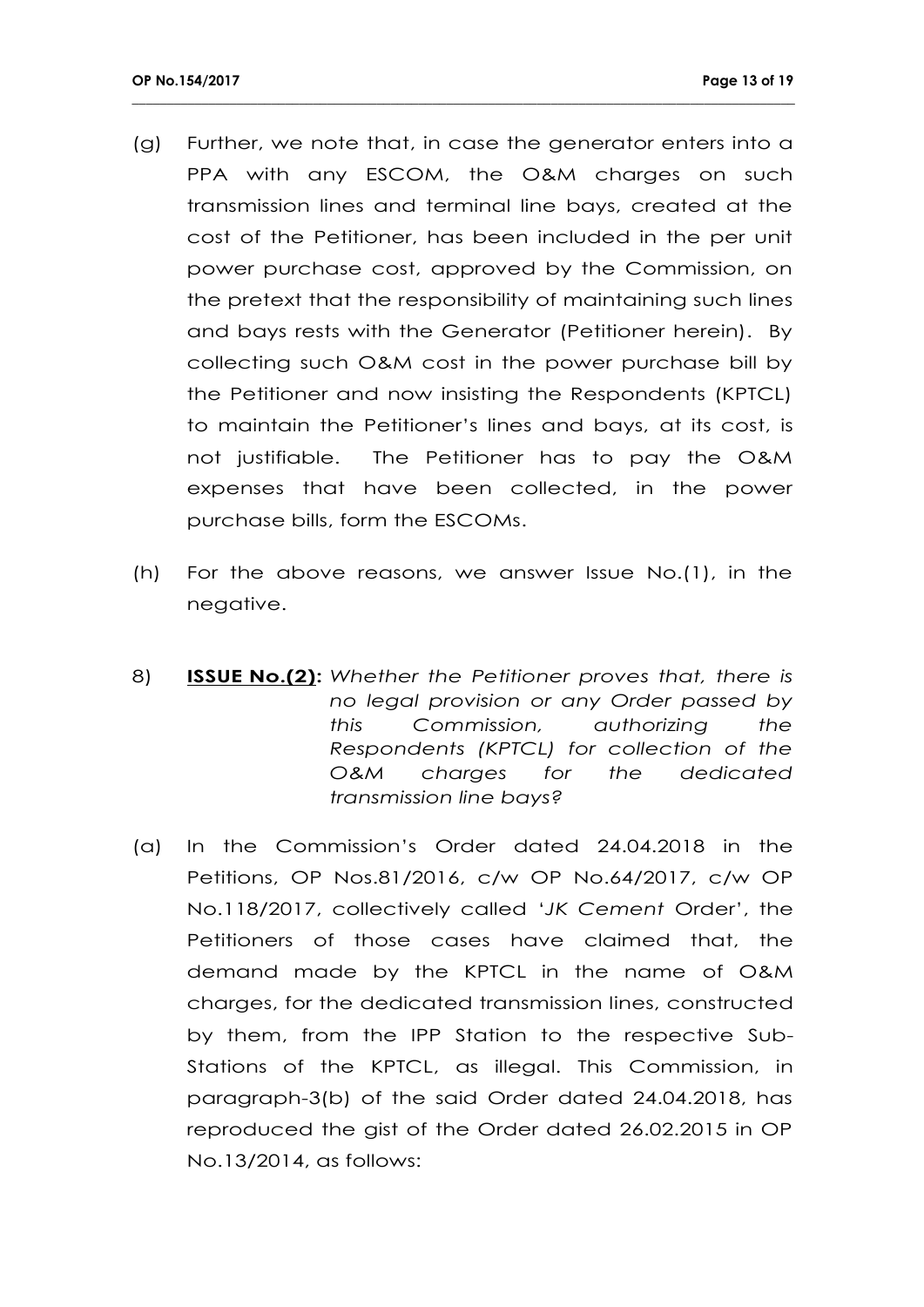(g) Further, we note that, in case the generator enters into a PPA with any ESCOM, the O&M charges on such transmission lines and terminal line bays, created at the cost of the Petitioner, has been included in the per unit power purchase cost, approved by the Commission, on the pretext that the responsibility of maintaining such lines and bays rests with the Generator (Petitioner herein). By collecting such O&M cost in the power purchase bill by the Petitioner and now insisting the Respondents (KPTCL) to maintain the Petitioner's lines and bays, at its cost, is not justifiable. The Petitioner has to pay the O&M expenses that have been collected, in the power purchase bills, form the ESCOMs.

(h) For the above reasons, we answer Issue No.(1), in the negative.

8) **ISSUE No.(2):** *Whether the Petitioner proves that, there is no legal provision or any Order passed by this Commission, authorizing the Respondents (KPTCL) for collection of the O&M charges for the dedicated transmission line bays?*

(a) In the Commission's Order dated 24.04.2018 in the Petitions, OP Nos.81/2016, c/w OP No.64/2017, c/w OP No.118/2017, collectively called '*JK Cement* Order', the Petitioners of those cases have claimed that, the demand made by the KPTCL in the name of O&M charges, for the dedicated transmission lines, constructed by them, from the IPP Station to the respective Sub-Stations of the KPTCL, as illegal. This Commission, in paragraph-3(b) of the said Order dated 24.04.2018, has reproduced the gist of the Order dated 26.02.2015 in OP No.13/2014, as follows: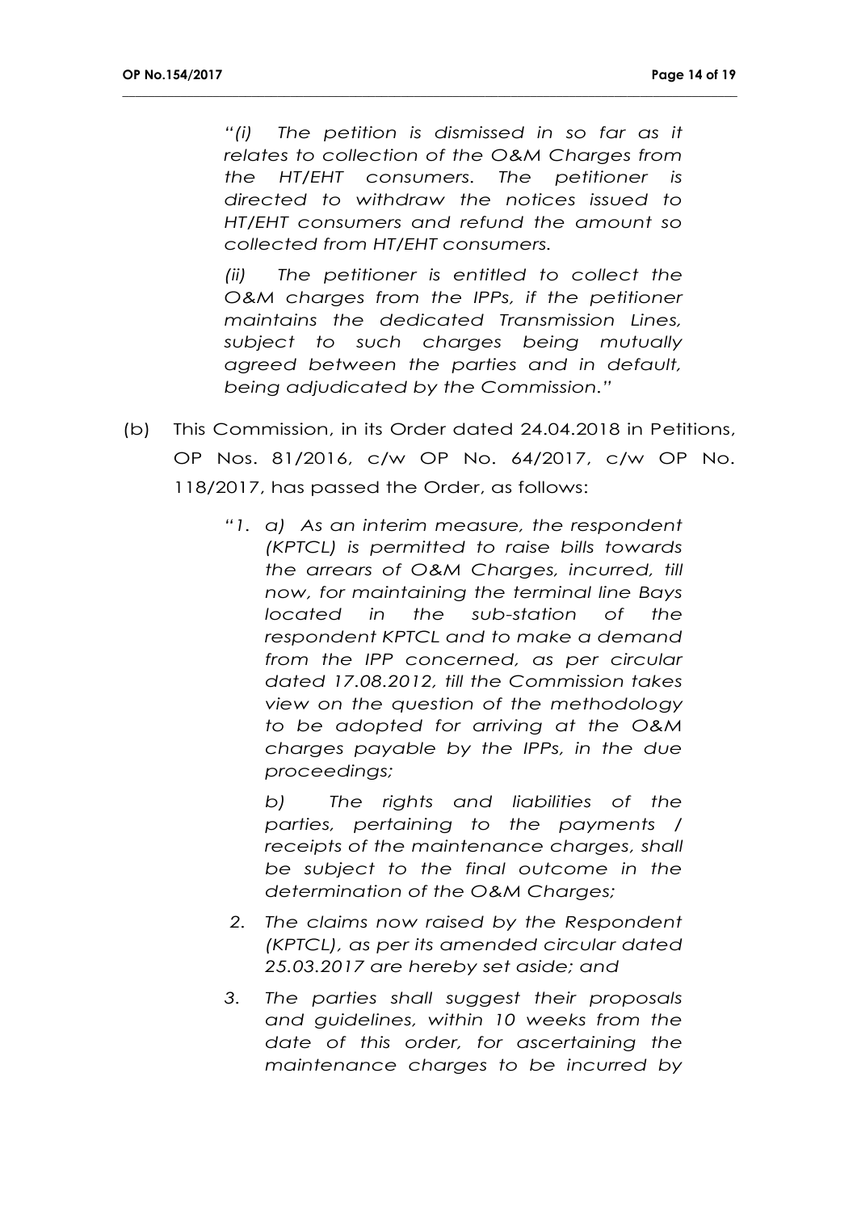*"(i) The petition is dismissed in so far as it relates to collection of the O&M Charges from the HT/EHT consumers. The petitioner is directed to withdraw the notices issued to HT/EHT consumers and refund the amount so collected from HT/EHT consumers.*

*(ii) The petitioner is entitled to collect the O&M charges from the IPPs, if the petitioner maintains the dedicated Transmission Lines, subject to such charges being mutually agreed between the parties and in default, being adjudicated by the Commission."*

(b) This Commission, in its Order dated 24.04.2018 in Petitions, OP Nos. 81/2016, c/w OP No. 64/2017, c/w OP No. 118/2017, has passed the Order, as follows:

> *"1. a) As an interim measure, the respondent (KPTCL) is permitted to raise bills towards the arrears of O&M Charges, incurred, till now, for maintaining the terminal line Bays located in the sub-station of the respondent KPTCL and to make a demand from the IPP concerned, as per circular dated 17.08.2012, till the Commission takes view on the question of the methodology to be adopted for arriving at the O&M charges payable by the IPPs, in the due proceedings;*
>
> *b) The rights and liabilities of the parties, pertaining to the payments / receipts of the maintenance charges, shall be subject to the final outcome in the determination of the O&M Charges;*
>
> *2. The claims now raised by the Respondent (KPTCL), as per its amended circular dated 25.03.2017 are hereby set aside; and*
>
> *3. The parties shall suggest their proposals and guidelines, within 10 weeks from the date of this order, for ascertaining the maintenance charges to be incurred by*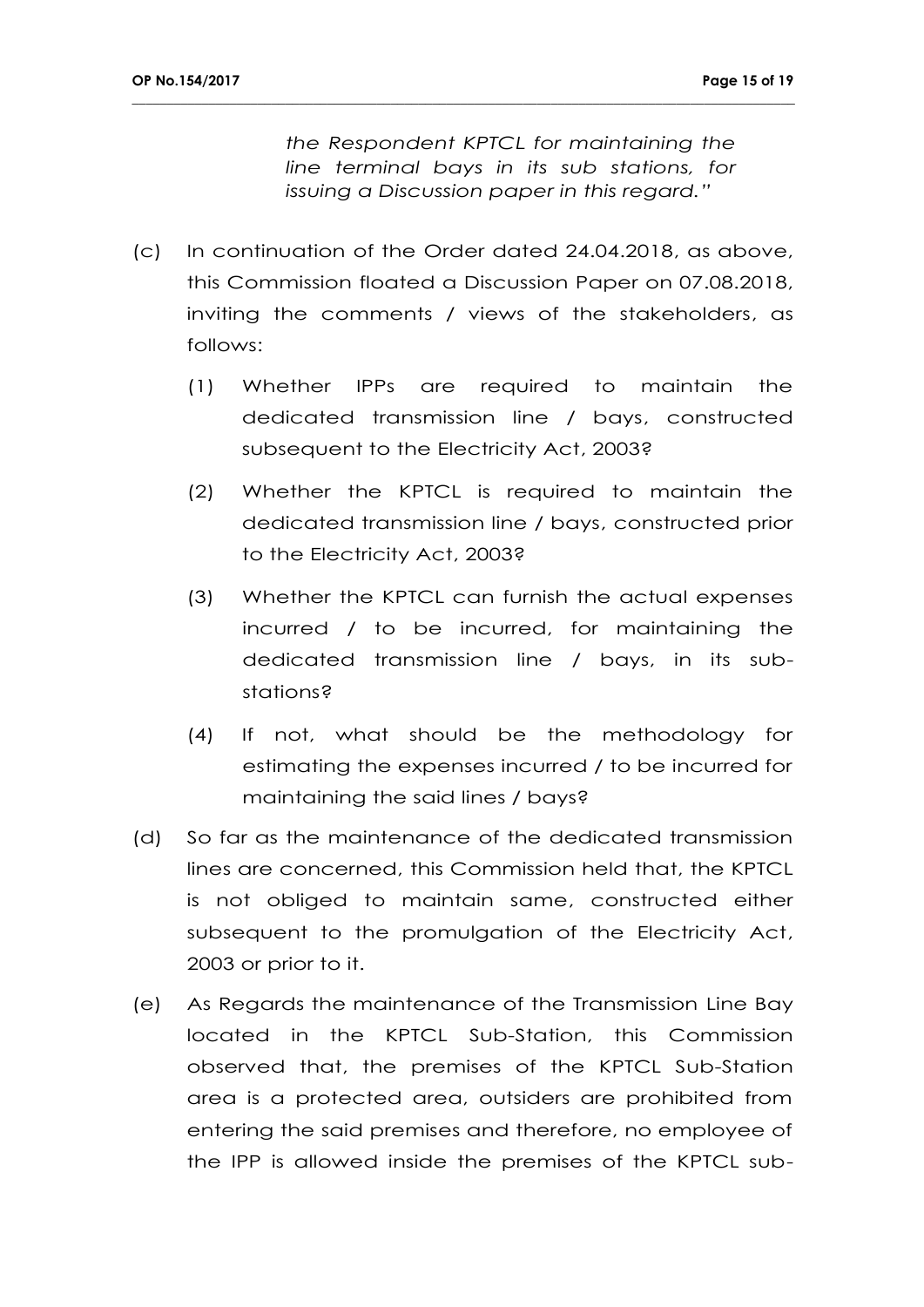*the Respondent KPTCL for maintaining the line terminal bays in its sub stations, for issuing a Discussion paper in this regard."*

(c) In continuation of the Order dated 24.04.2018, as above, this Commission floated a Discussion Paper on 07.08.2018, inviting the comments / views of the stakeholders, as follows:

 (1) Whether IPPs are required to maintain the dedicated transmission line / bays, constructed subsequent to the Electricity Act, 2003?

 (2) Whether the KPTCL is required to maintain the dedicated transmission line / bays, constructed prior to the Electricity Act, 2003?

 (3) Whether the KPTCL can furnish the actual expenses incurred / to be incurred, for maintaining the dedicated transmission line / bays, in its sub-stations?

 (4) If not, what should be the methodology for estimating the expenses incurred / to be incurred for maintaining the said lines / bays?

(d) So far as the maintenance of the dedicated transmission lines are concerned, this Commission held that, the KPTCL is not obliged to maintain same, constructed either subsequent to the promulgation of the Electricity Act, 2003 or prior to it.

(e) As Regards the maintenance of the Transmission Line Bay located in the KPTCL Sub-Station, this Commission observed that, the premises of the KPTCL Sub-Station area is a protected area, outsiders are prohibited from entering the said premises and therefore, no employee of the IPP is allowed inside the premises of the KPTCL sub-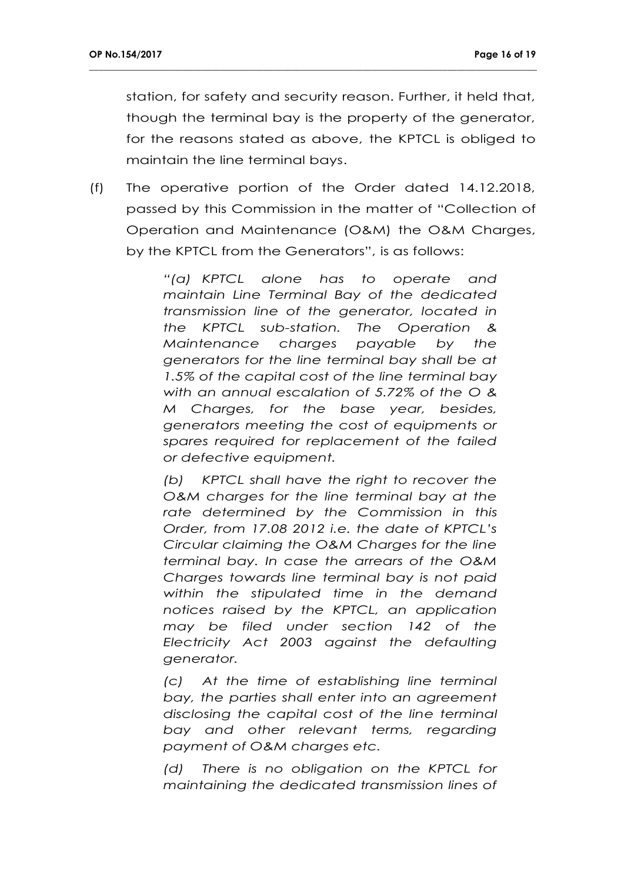station, for safety and security reason. Further, it held that, though the terminal bay is the property of the generator, for the reasons stated as above, the KPTCL is obliged to maintain the line terminal bays.

(f) The operative portion of the Order dated 14.12.2018, passed by this Commission in the matter of "Collection of Operation and Maintenance (O&M) the O&M Charges, by the KPTCL from the Generators", is as follows:

> *"(a) KPTCL alone has to operate and maintain Line Terminal Bay of the dedicated transmission line of the generator, located in the KPTCL sub-station. The Operation & Maintenance charges payable by the generators for the line terminal bay shall be at 1.5% of the capital cost of the line terminal bay with an annual escalation of 5.72% of the O & M Charges, for the base year, besides, generators meeting the cost of equipments or spares required for replacement of the failed or defective equipment.*
>
> *(b) KPTCL shall have the right to recover the O&M charges for the line terminal bay at the rate determined by the Commission in this Order, from 17.08 2012 i.e. the date of KPTCL's Circular claiming the O&M Charges for the line terminal bay. In case the arrears of the O&M Charges towards line terminal bay is not paid within the stipulated time in the demand notices raised by the KPTCL, an application may be filed under section 142 of the Electricity Act 2003 against the defaulting generator.*
>
> *(c) At the time of establishing line terminal bay, the parties shall enter into an agreement disclosing the capital cost of the line terminal bay and other relevant terms, regarding payment of O&M charges etc.*
>
> *(d) There is no obligation on the KPTCL for maintaining the dedicated transmission lines of*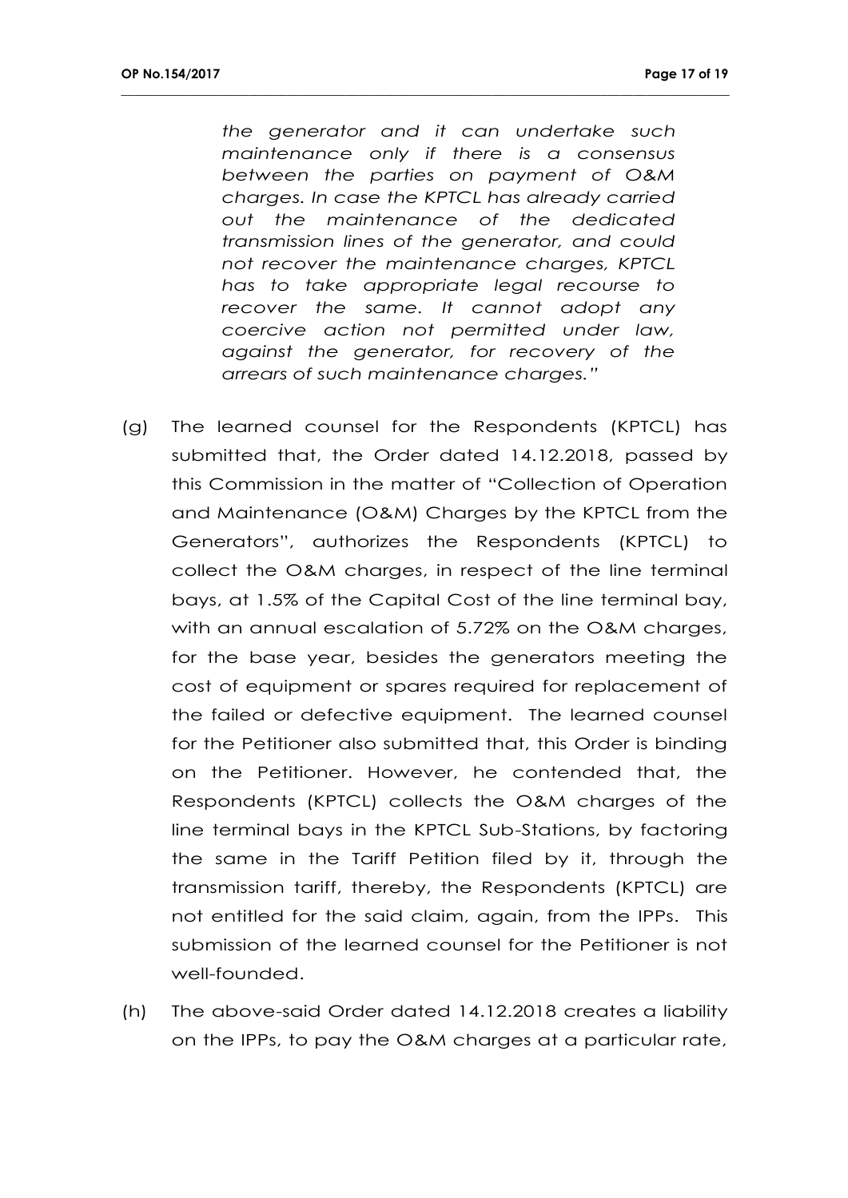*the generator and it can undertake such maintenance only if there is a consensus between the parties on payment of O&M charges. In case the KPTCL has already carried out the maintenance of the dedicated transmission lines of the generator, and could not recover the maintenance charges, KPTCL has to take appropriate legal recourse to recover the same. It cannot adopt any coercive action not permitted under law, against the generator, for recovery of the arrears of such maintenance charges."*

(g) The learned counsel for the Respondents (KPTCL) has submitted that, the Order dated 14.12.2018, passed by this Commission in the matter of "Collection of Operation and Maintenance (O&M) Charges by the KPTCL from the Generators", authorizes the Respondents (KPTCL) to collect the O&M charges, in respect of the line terminal bays, at 1.5% of the Capital Cost of the line terminal bay, with an annual escalation of 5.72% on the O&M charges, for the base year, besides the generators meeting the cost of equipment or spares required for replacement of the failed or defective equipment. The learned counsel for the Petitioner also submitted that, this Order is binding on the Petitioner. However, he contended that, the Respondents (KPTCL) collects the O&M charges of the line terminal bays in the KPTCL Sub-Stations, by factoring the same in the Tariff Petition filed by it, through the transmission tariff, thereby, the Respondents (KPTCL) are not entitled for the said claim, again, from the IPPs. This submission of the learned counsel for the Petitioner is not well-founded.

(h) The above-said Order dated 14.12.2018 creates a liability on the IPPs, to pay the O&M charges at a particular rate,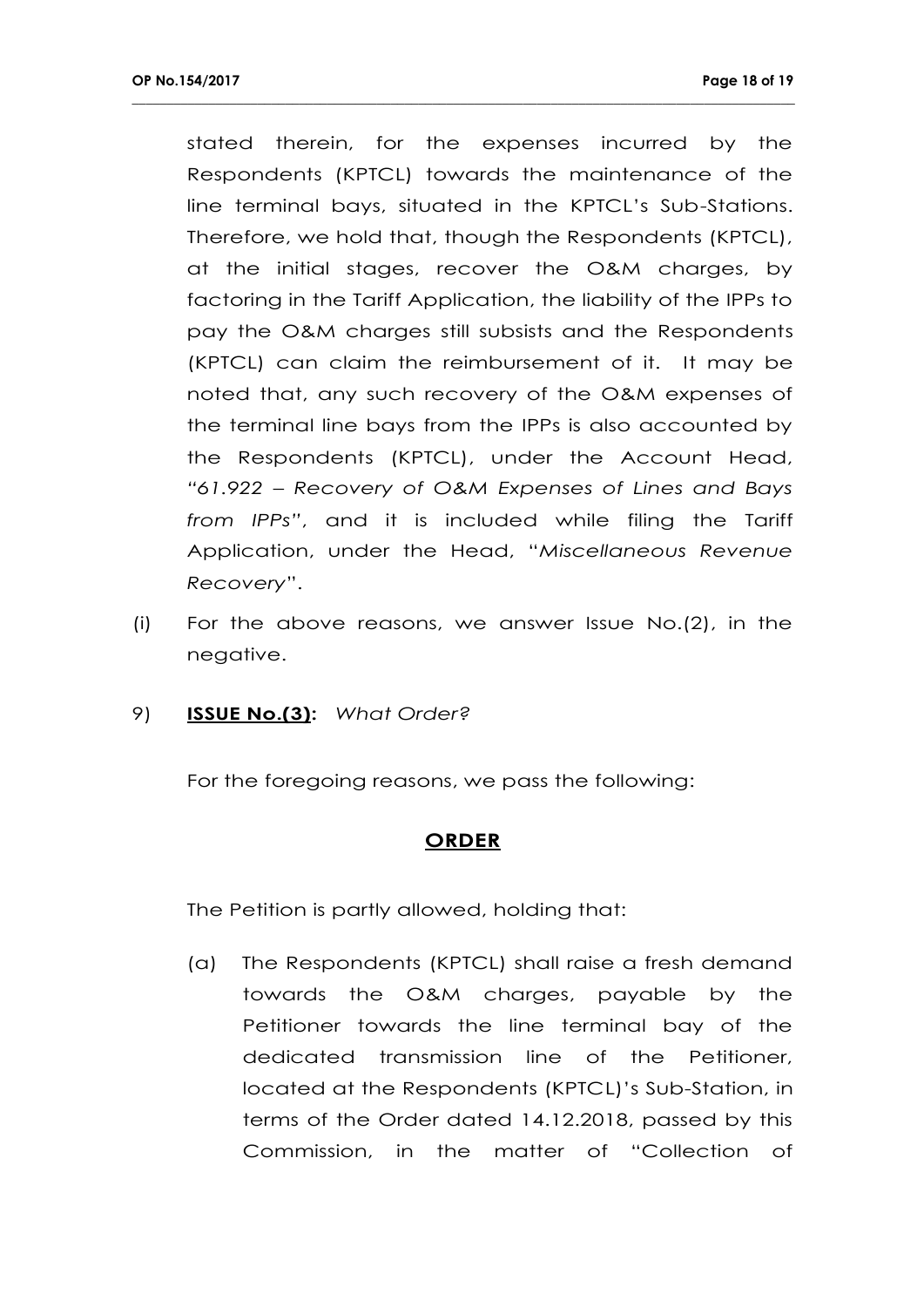stated therein, for the expenses incurred by the Respondents (KPTCL) towards the maintenance of the line terminal bays, situated in the KPTCL's Sub-Stations. Therefore, we hold that, though the Respondents (KPTCL), at the initial stages, recover the O&M charges, by factoring in the Tariff Application, the liability of the IPPs to pay the O&M charges still subsists and the Respondents (KPTCL) can claim the reimbursement of it. It may be noted that, any such recovery of the O&M expenses of the terminal line bays from the IPPs is also accounted by the Respondents (KPTCL), under the Account Head, *"61.922 – Recovery of O&M Expenses of Lines and Bays from IPPs"*, and it is included while filing the Tariff Application, under the Head, "*Miscellaneous Revenue Recovery*".

(i) For the above reasons, we answer Issue No.(2), in the negative.

9) **ISSUE No.(3):** *What Order?*

For the foregoing reasons, we pass the following:

## ORDER

The Petition is partly allowed, holding that:

(a) The Respondents (KPTCL) shall raise a fresh demand towards the O&M charges, payable by the Petitioner towards the line terminal bay of the dedicated transmission line of the Petitioner, located at the Respondents (KPTCL)'s Sub-Station, in terms of the Order dated 14.12.2018, passed by this Commission, in the matter of "Collection of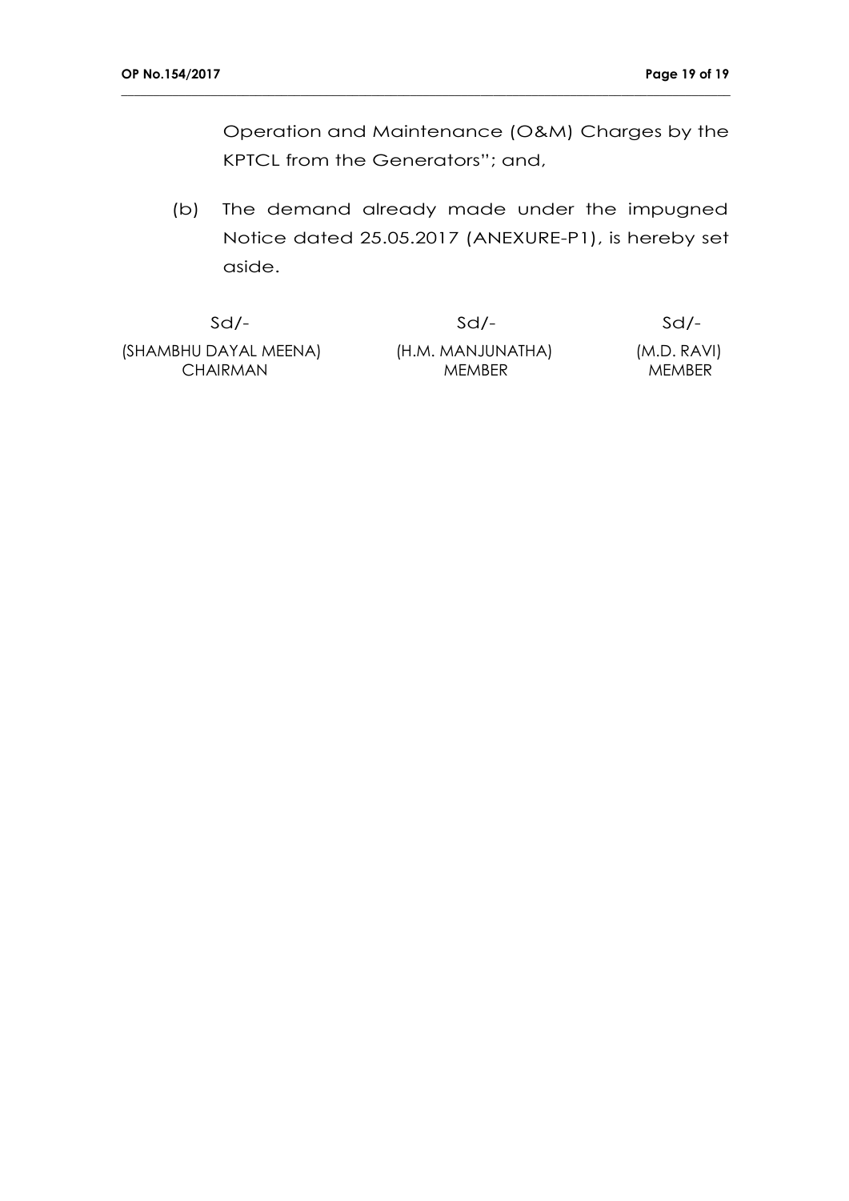Operation and Maintenance (O&M) Charges by the KPTCL from the Generators"; and,

(b) The demand already made under the impugned Notice dated 25.05.2017 (ANEXURE-P1), is hereby set aside.

| | | |
|---|---|---|
| Sd/- | Sd/- | Sd/- |
| (SHAMBHU DAYAL MEENA) CHAIRMAN | (H.M. MANJUNATHA) MEMBER | (M.D. RAVI) MEMBER |